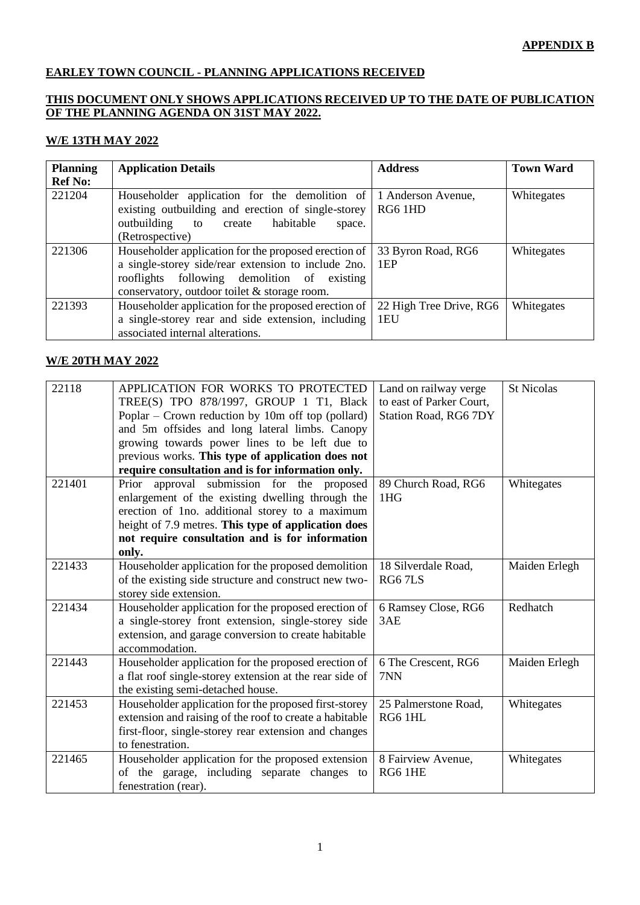**APPENDIX B**

**EARLEY TOWN COUNCIL - PLANNING APPLICATIONS RECEIVED**

**THIS DOCUMENT ONLY SHOWS APPLICATIONS RECEIVED UP TO THE DATE OF PUBLICATION OF THE PLANNING AGENDA ON 31ST MAY 2022.**

**W/E 13TH MAY 2022**

| Planning Ref No: | Application Details | Address | Town Ward |
|---|---|---|---|
| 221204 | Householder application for the demolition of existing outbuilding and erection of single-storey outbuilding to create habitable space. (Retrospective) | 1 Anderson Avenue, RG6 1HD | Whitegates |
| 221306 | Householder application for the proposed erection of a single-storey side/rear extension to include 2no. rooflights following demolition of existing conservatory, outdoor toilet & storage room. | 33 Byron Road, RG6 1EP | Whitegates |
| 221393 | Householder application for the proposed erection of a single-storey rear and side extension, including associated internal alterations. | 22 High Tree Drive, RG6 1EU | Whitegates |

**W/E 20TH MAY 2022**

| | | | |
|---|---|---|---|
| 22118 | APPLICATION FOR WORKS TO PROTECTED TREE(S) TPO 878/1997, GROUP 1 T1, Black Poplar – Crown reduction by 10m off top (pollard) and 5m offsides and long lateral limbs. Canopy growing towards power lines to be left due to previous works. **This type of application does not require consultation and is for information only.** | Land on railway verge to east of Parker Court, Station Road, RG6 7DY | St Nicolas |
| 221401 | Prior approval submission for the proposed enlargement of the existing dwelling through the erection of 1no. additional storey to a maximum height of 7.9 metres. **This type of application does not require consultation and is for information only.** | 89 Church Road, RG6 1HG | Whitegates |
| 221433 | Householder application for the proposed demolition of the existing side structure and construct new two-storey side extension. | 18 Silverdale Road, RG6 7LS | Maiden Erlegh |
| 221434 | Householder application for the proposed erection of a single-storey front extension, single-storey side extension, and garage conversion to create habitable accommodation. | 6 Ramsey Close, RG6 3AE | Redhatch |
| 221443 | Householder application for the proposed erection of a flat roof single-storey extension at the rear side of the existing semi-detached house. | 6 The Crescent, RG6 7NN | Maiden Erlegh |
| 221453 | Householder application for the proposed first-storey extension and raising of the roof to create a habitable first-floor, single-storey rear extension and changes to fenestration. | 25 Palmerstone Road, RG6 1HL | Whitegates |
| 221465 | Householder application for the proposed extension of the garage, including separate changes to fenestration (rear). | 8 Fairview Avenue, RG6 1HE | Whitegates |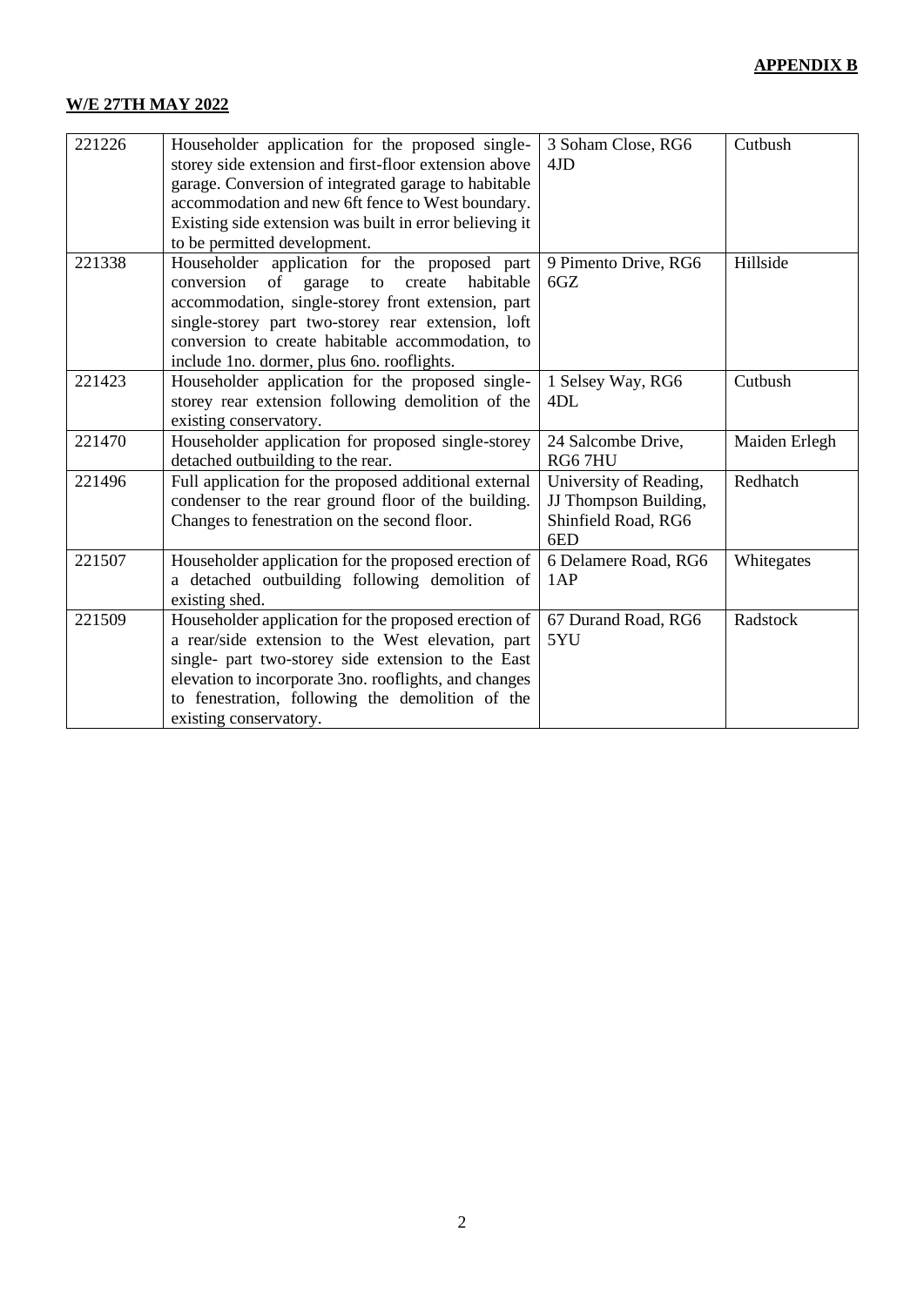**APPENDIX B**

**W/E 27TH MAY 2022**

| | | | |
|---|---|---|---|
| 221226 | Householder application for the proposed single-storey side extension and first-floor extension above garage. Conversion of integrated garage to habitable accommodation and new 6ft fence to West boundary. Existing side extension was built in error believing it to be permitted development. | 3 Soham Close, RG6 4JD | Cutbush |
| 221338 | Householder application for the proposed part conversion of garage to create habitable accommodation, single-storey front extension, part single-storey part two-storey rear extension, loft conversion to create habitable accommodation, to include 1no. dormer, plus 6no. rooflights. | 9 Pimento Drive, RG6 6GZ | Hillside |
| 221423 | Householder application for the proposed single-storey rear extension following demolition of the existing conservatory. | 1 Selsey Way, RG6 4DL | Cutbush |
| 221470 | Householder application for proposed single-storey detached outbuilding to the rear. | 24 Salcombe Drive, RG6 7HU | Maiden Erlegh |
| 221496 | Full application for the proposed additional external condenser to the rear ground floor of the building. Changes to fenestration on the second floor. | University of Reading, JJ Thompson Building, Shinfield Road, RG6 6ED | Redhatch |
| 221507 | Householder application for the proposed erection of a detached outbuilding following demolition of existing shed. | 6 Delamere Road, RG6 1AP | Whitegates |
| 221509 | Householder application for the proposed erection of a rear/side extension to the West elevation, part single- part two-storey side extension to the East elevation to incorporate 3no. rooflights, and changes to fenestration, following the demolition of the existing conservatory. | 67 Durand Road, RG6 5YU | Radstock |